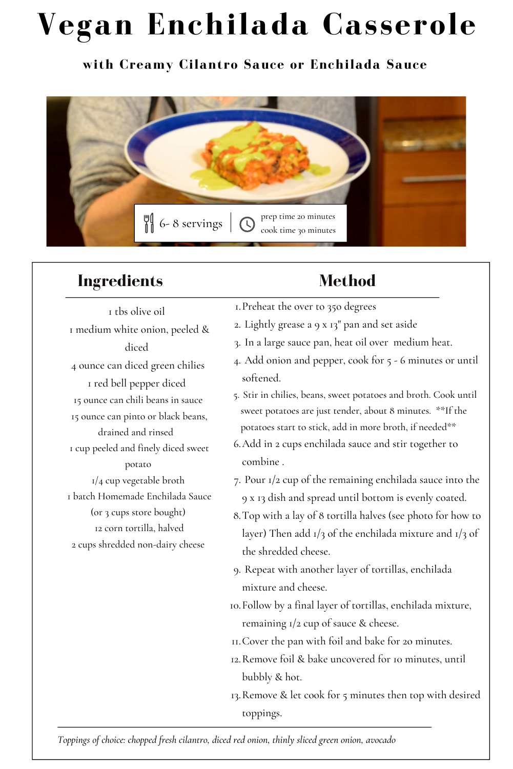# Vegan Enchilada Casserole

**with Creamy Cilantro Sauce or Enchilada Sauce**

6- 8 servings | prep time 20 minutes | cook time 30 minutes

## Ingredients

- 1 tbs olive oil
- 1 medium white onion, peeled & diced
- 4 ounce can diced green chilies
- 1 red bell pepper diced
- 15 ounce can chili beans in sauce
- 15 ounce can pinto or black beans, drained and rinsed
- 1 cup peeled and finely diced sweet potato
- 1/4 cup vegetable broth
- 1 batch Homemade Enchilada Sauce (or 3 cups store bought)
- 12 corn tortilla, halved
- 2 cups shredded non-dairy cheese

## Method

1. Preheat the over to 350 degrees
2. Lightly grease a 9 x 13" pan and set aside
3. In a large sauce pan, heat oil over medium heat.
4. Add onion and pepper, cook for 5 - 6 minutes or until softened.
5. Stir in chilies, beans, sweet potatoes and broth. Cook until sweet potatoes are just tender, about 8 minutes. **If the potatoes start to stick, add in more broth, if needed**
6. Add in 2 cups enchilada sauce and stir together to combine .
7. Pour 1/2 cup of the remaining enchilada sauce into the 9 x 13 dish and spread until bottom is evenly coated.
8. Top with a lay of 8 tortilla halves (see photo for how to layer) Then add 1/3 of the enchilada mixture and 1/3 of the shredded cheese.
9. Repeat with another layer of tortillas, enchilada mixture and cheese.
10. Follow by a final layer of tortillas, enchilada mixture, remaining 1/2 cup of sauce & cheese.
11. Cover the pan with foil and bake for 20 minutes.
12. Remove foil & bake uncovered for 10 minutes, until bubbly & hot.
13. Remove & let cook for 5 minutes then top with desired toppings.

*Toppings of choice: chopped fresh cilantro, diced red onion, thinly sliced green onion, avocado*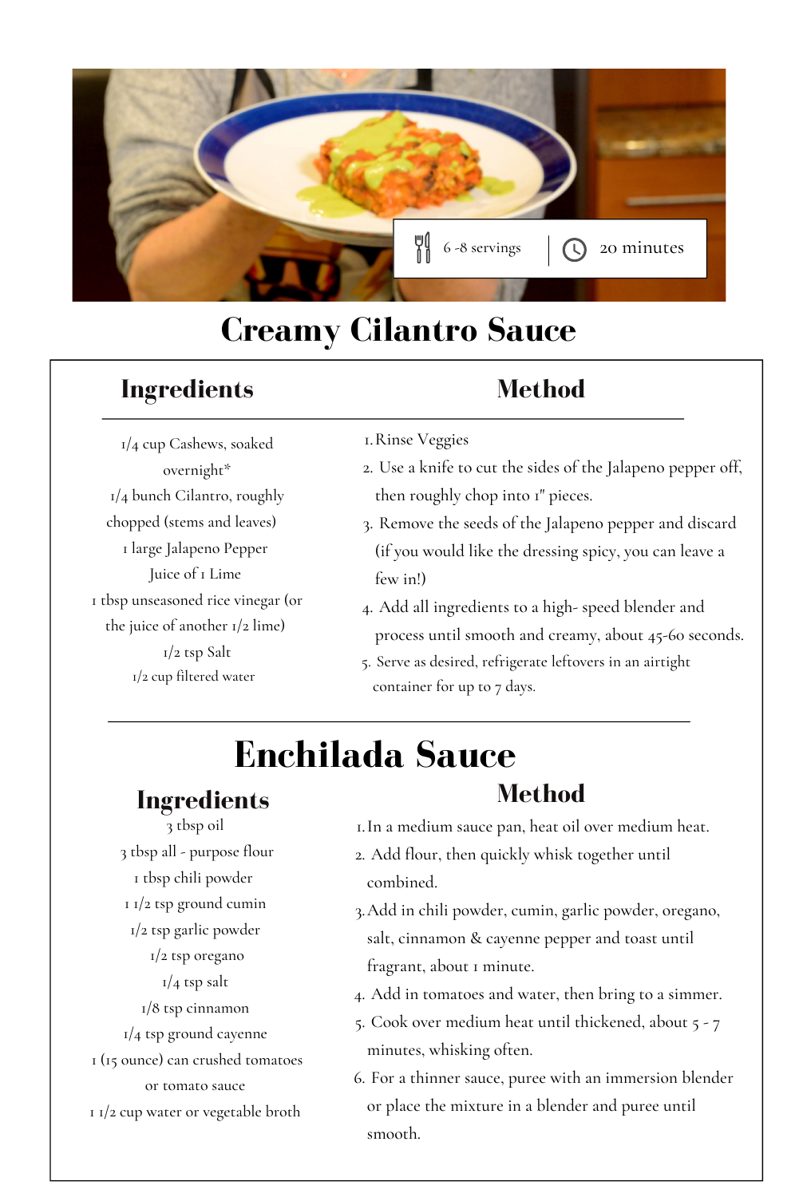6 -8 servings | 20 minutes

# Creamy Cilantro Sauce

## Ingredients

1/4 cup Cashews, soaked overnight*
1/4 bunch Cilantro, roughly chopped (stems and leaves)
1 large Jalapeno Pepper
Juice of 1 Lime
1 tbsp unseasoned rice vinegar (or the juice of another 1/2 lime)
1/2 tsp Salt
1/2 cup filtered water

## Method

1. Rinse Veggies
2. Use a knife to cut the sides of the Jalapeno pepper off, then roughly chop into 1" pieces.
3. Remove the seeds of the Jalapeno pepper and discard (if you would like the dressing spicy, you can leave a few in!)
4. Add all ingredients to a high- speed blender and process until smooth and creamy, about 45-60 seconds.
5. Serve as desired, refrigerate leftovers in an airtight container for up to 7 days.

# Enchilada Sauce

## Ingredients

3 tbsp oil
3 tbsp all - purpose flour
1 tbsp chili powder
1 1/2 tsp ground cumin
1/2 tsp garlic powder
1/2 tsp oregano
1/4 tsp salt
1/8 tsp cinnamon
1/4 tsp ground cayenne
1 (15 ounce) can crushed tomatoes or tomato sauce
1 1/2 cup water or vegetable broth

## Method

1. In a medium sauce pan, heat oil over medium heat.
2. Add flour, then quickly whisk together until combined.
3. Add in chili powder, cumin, garlic powder, oregano, salt, cinnamon & cayenne pepper and toast until fragrant, about 1 minute.
4. Add in tomatoes and water, then bring to a simmer.
5. Cook over medium heat until thickened, about 5 - 7 minutes, whisking often.
6. For a thinner sauce, puree with an immersion blender or place the mixture in a blender and puree until smooth.